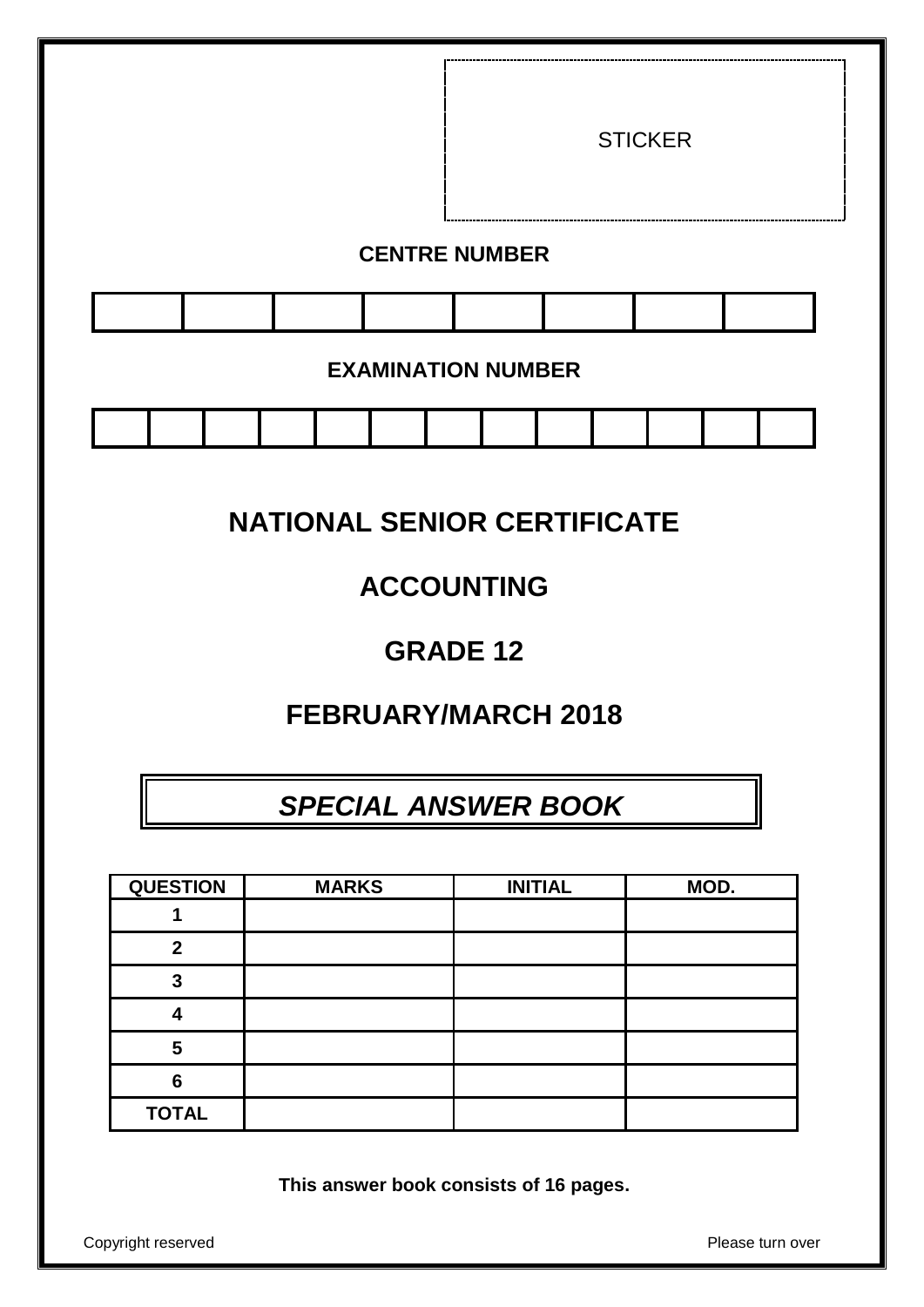STICKER

**CENTRE NUMBER**

| | | | | | | | |
|---|---|---|---|---|---|---|---|
| | | | | | | | |

**EXAMINATION NUMBER**

| | | | | | | | | | | | | |
|---|---|---|---|---|---|---|---|---|---|---|---|---|
| | | | | | | | | | | | | |

# NATIONAL SENIOR CERTIFICATE

# ACCOUNTING

# GRADE 12

# FEBRUARY/MARCH 2018

## *SPECIAL ANSWER BOOK*

| QUESTION | MARKS | INITIAL | MOD. |
|---|---|---|---|
| 1 | | | |
| 2 | | | |
| 3 | | | |
| 4 | | | |
| 5 | | | |
| 6 | | | |
| TOTAL | | | |

**This answer book consists of 16 pages.**

Copyright reserved

Please turn over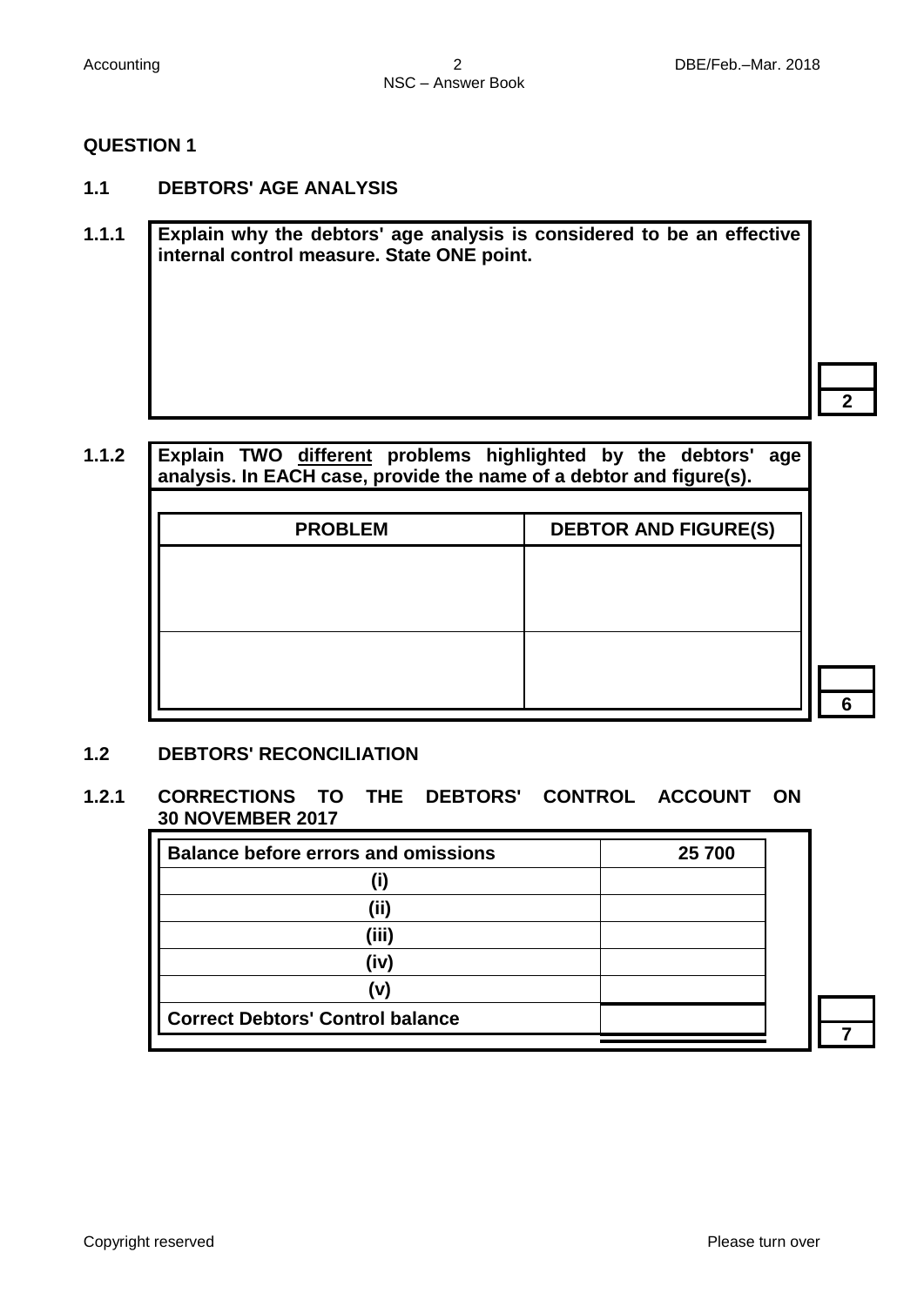## QUESTION 1

### 1.1 DEBTORS' AGE ANALYSIS

**1.1.1** **Explain why the debtors' age analysis is considered to be an effective internal control measure. State ONE point.**

| |
|---|
| 2 |

**1.1.2** **Explain TWO different problems highlighted by the debtors' age analysis. In EACH case, provide the name of a debtor and figure(s).**

| PROBLEM | DEBTOR AND FIGURE(S) |
|---|---|
| | |
| | |

| |
|---|
| 6 |

### 1.2 DEBTORS' RECONCILIATION

**1.2.1 CORRECTIONS TO THE DEBTORS' CONTROL ACCOUNT ON 30 NOVEMBER 2017**

| Balance before errors and omissions | 25 700 |
|---|---|
| (i) | |
| (ii) | |
| (iii) | |
| (iv) | |
| (v) | |
| Correct Debtors' Control balance | |

| |
|---|
| 7 |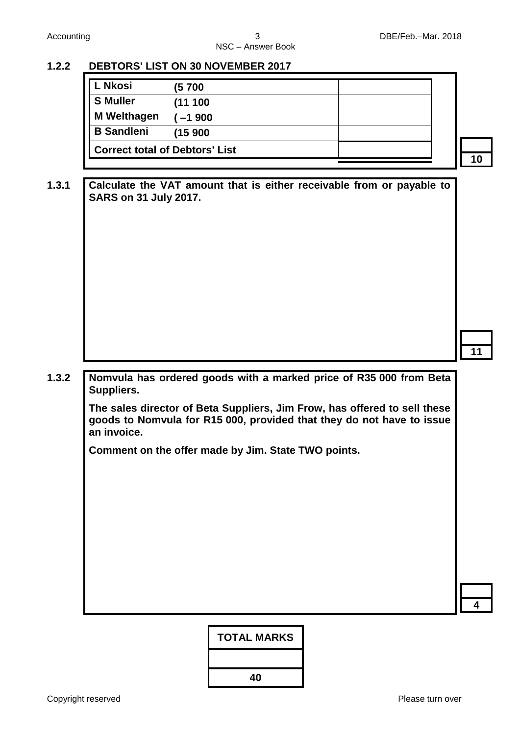## 1.2.2 DEBTORS' LIST ON 30 NOVEMBER 2017

| | | |
|---|---|---|
| **L Nkosi** | **(5 700** | |
| **S Muller** | **(11 100** | |
| **M Welthagen** | **( –1 900** | |
| **B Sandleni** | **(15 900** | |
| **Correct total of Debtors' List** | | |

**10**

**1.3.1** **Calculate the VAT amount that is either receivable from or payable to SARS on 31 July 2017.**

**11**

**1.3.2** **Nomvula has ordered goods with a marked price of R35 000 from Beta Suppliers.**

**The sales director of Beta Suppliers, Jim Frow, has offered to sell these goods to Nomvula for R15 000, provided that they do not have to issue an invoice.**

**Comment on the offer made by Jim. State TWO points.**

**4**

| **TOTAL MARKS** |
|---|
| |
| **40** |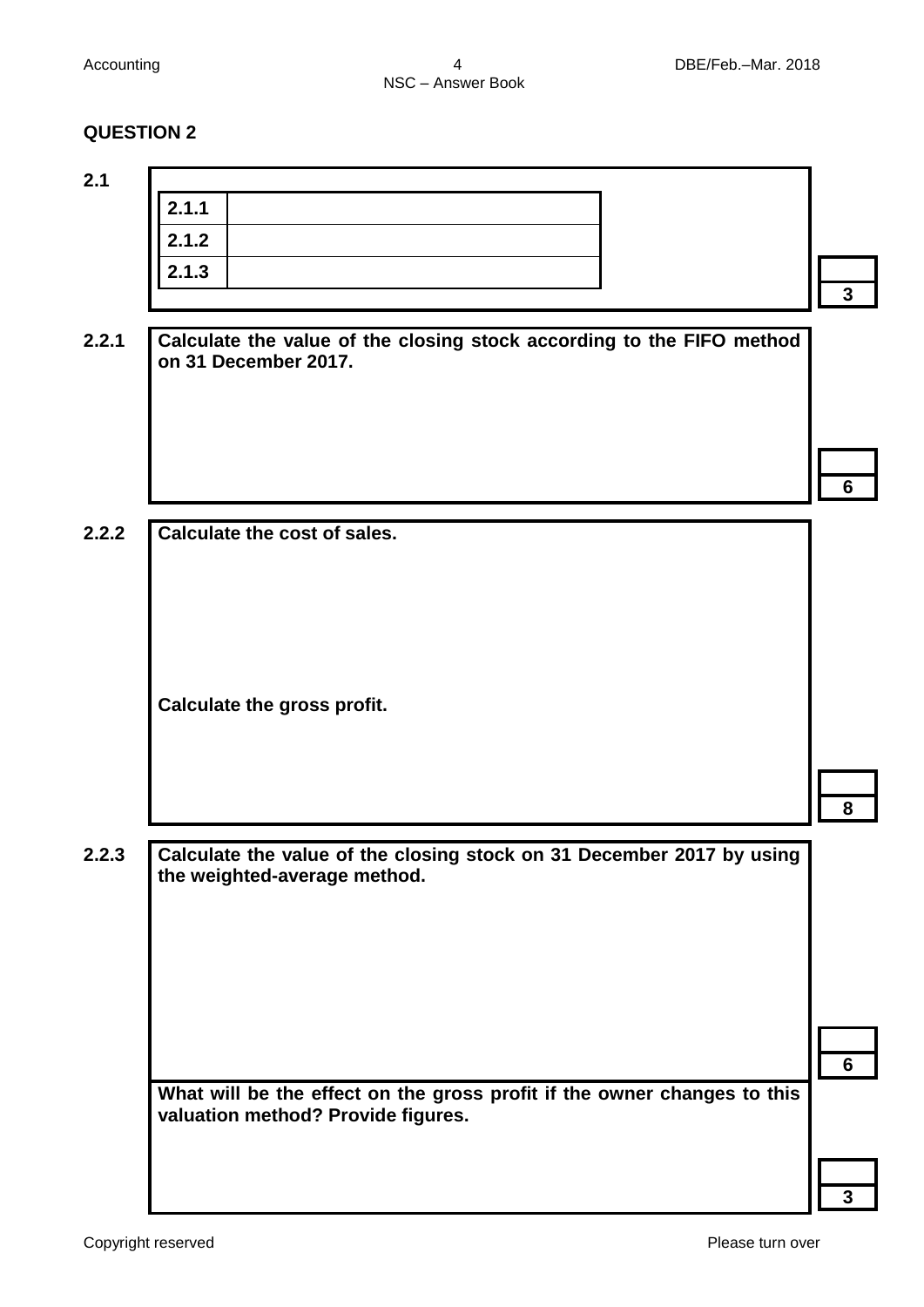## QUESTION 2

**2.1**

| | |
|---|---|
| **2.1.1** | |
| **2.1.2** | |
| **2.1.3** | |

**3**

**2.2.1** **Calculate the value of the closing stock according to the FIFO method on 31 December 2017.**

**6**

**2.2.2** **Calculate the cost of sales.**

**Calculate the gross profit.**

**8**

**2.2.3** **Calculate the value of the closing stock on 31 December 2017 by using the weighted-average method.**

**6**

**What will be the effect on the gross profit if the owner changes to this valuation method? Provide figures.**

**3**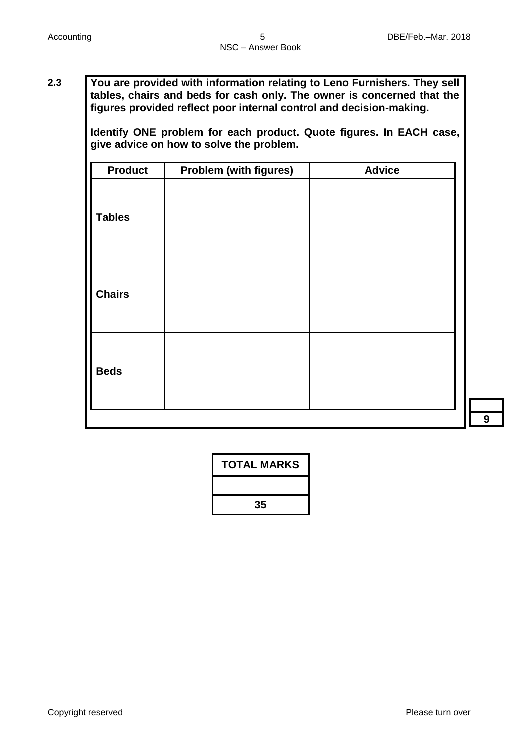**2.3** **You are provided with information relating to Leno Furnishers. They sell tables, chairs and beds for cash only. The owner is concerned that the figures provided reflect poor internal control and decision-making.**

**Identify ONE problem for each product. Quote figures. In EACH case, give advice on how to solve the problem.**

| Product | Problem (with figures) | Advice |
|---|---|---|
| **Tables** | | |
| **Chairs** | | |
| **Beds** | | |

| |
|---|
| **9** |

| TOTAL MARKS |
|---|
| |
| **35** |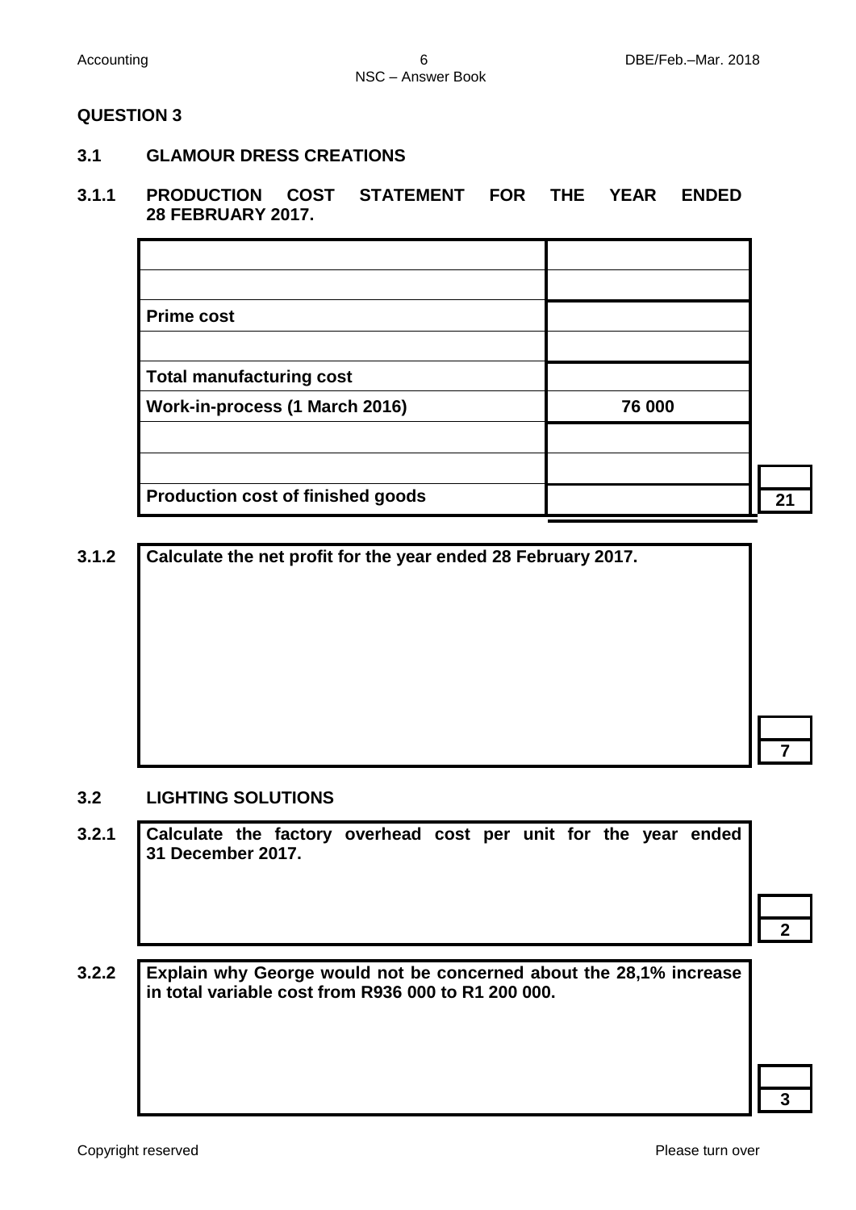## QUESTION 3

### 3.1 GLAMOUR DRESS CREATIONS

**3.1.1 PRODUCTION COST STATEMENT FOR THE YEAR ENDED 28 FEBRUARY 2017.**

| | |
|---|---|
| | |
| | |
| **Prime cost** | |
| | |
| **Total manufacturing cost** | |
| **Work-in-process (1 March 2016)** | **76 000** |
| | |
| | |
| **Production cost of finished goods** | |

**21**

**3.1.2 Calculate the net profit for the year ended 28 February 2017.**

**7**

### 3.2 LIGHTING SOLUTIONS

**3.2.1 Calculate the factory overhead cost per unit for the year ended 31 December 2017.**

**2**

**3.2.2 Explain why George would not be concerned about the 28,1% increase in total variable cost from R936 000 to R1 200 000.**

**3**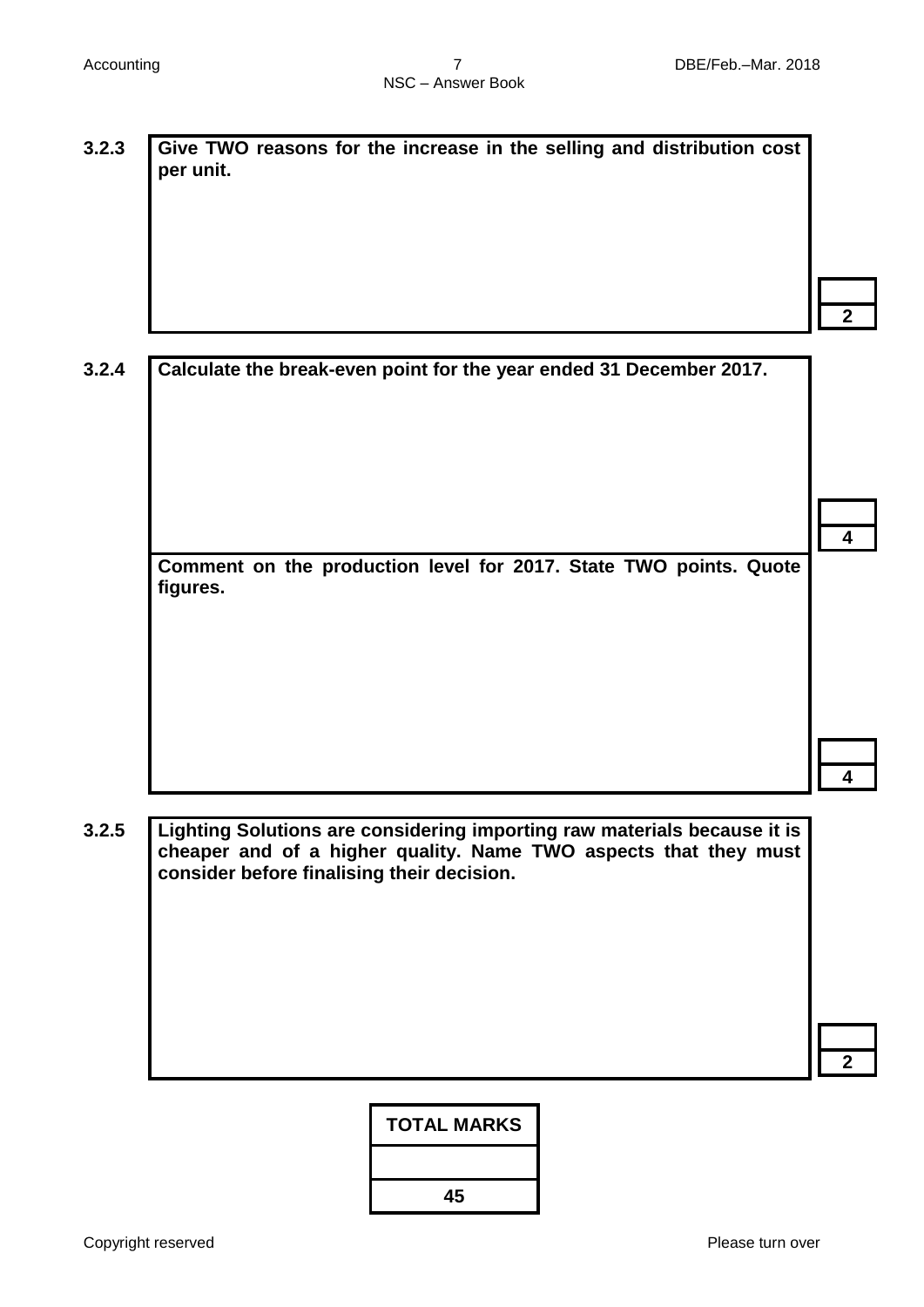**3.2.3** **Give TWO reasons for the increase in the selling and distribution cost per unit.**

| |
|---|
| 2 |

**3.2.4** **Calculate the break-even point for the year ended 31 December 2017.**

| |
|---|
| 4 |

**Comment on the production level for 2017. State TWO points. Quote figures.**

| |
|---|
| 4 |

**3.2.5** **Lighting Solutions are considering importing raw materials because it is cheaper and of a higher quality. Name TWO aspects that they must consider before finalising their decision.**

| |
|---|
| 2 |

| TOTAL MARKS |
|---|
| |
| 45 |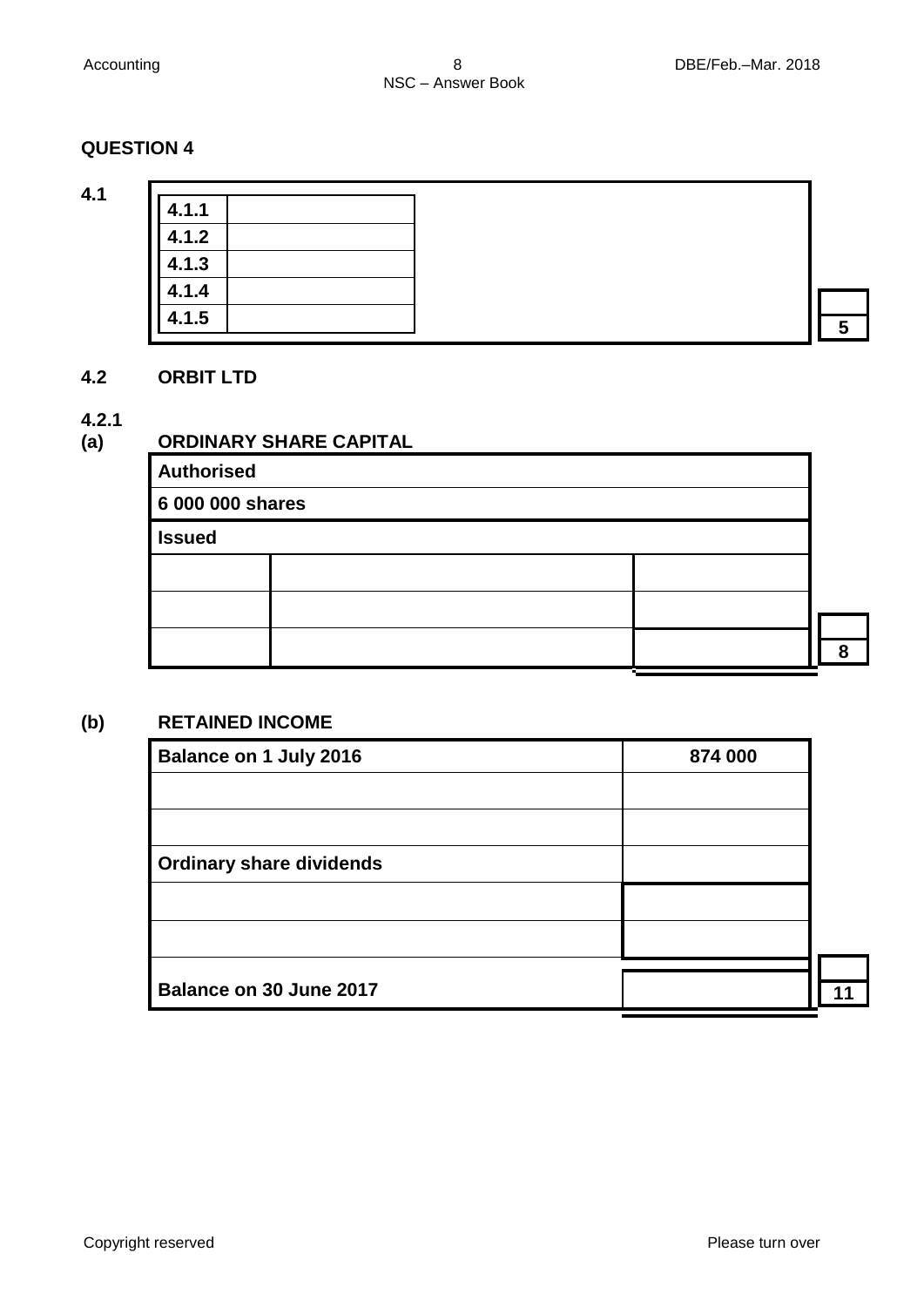## QUESTION 4

**4.1**

| | |
|---|---|
| **4.1.1** | |
| **4.1.2** | |
| **4.1.3** | |
| **4.1.4** | |
| **4.1.5** | |

**5**

### 4.2 ORBIT LTD

**4.2.1**

**(a) ORDINARY SHARE CAPITAL**

| **Authorised** | | |
|---|---|---|
| **6 000 000 shares** | | |
| **Issued** | | |
| | | |
| | | |
| | | |

**8**

**(b) RETAINED INCOME**

| | |
|---|---|
| **Balance on 1 July 2016** | **874 000** |
| | |
| | |
| **Ordinary share dividends** | |
| | |
| | |
| **Balance on 30 June 2017** | |

**11**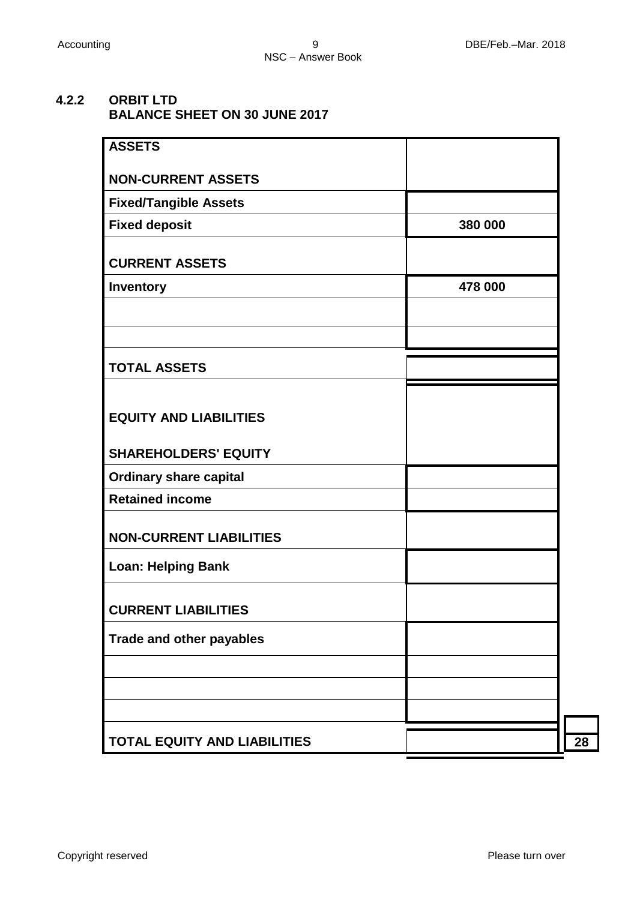### 4.2.2 ORBIT LTD
### BALANCE SHEET ON 30 JUNE 2017

| | |
|---|---|
| **ASSETS** | |
| **NON-CURRENT ASSETS** | |
| **Fixed/Tangible Assets** | |
| **Fixed deposit** | **380 000** |
| **CURRENT ASSETS** | |
| **Inventory** | **478 000** |
| | |
| | |
| **TOTAL ASSETS** | |
| **EQUITY AND LIABILITIES** | |
| **SHAREHOLDERS' EQUITY** | |
| **Ordinary share capital** | |
| **Retained income** | |
| **NON-CURRENT LIABILITIES** | |
| **Loan: Helping Bank** | |
| **CURRENT LIABILITIES** | |
| **Trade and other payables** | |
| | |
| | |
| | |
| **TOTAL EQUITY AND LIABILITIES** | |

**28**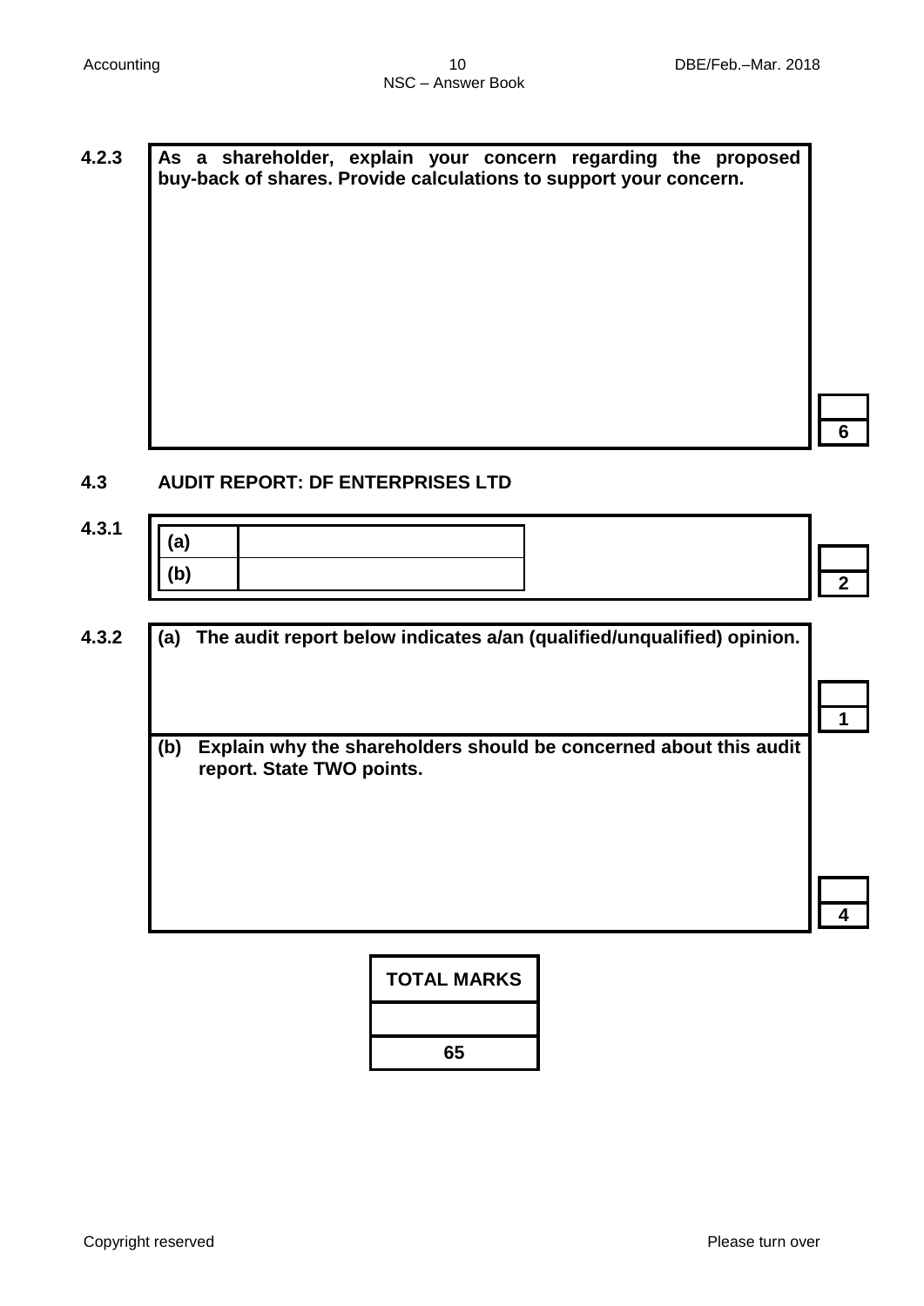**4.2.3** **As a shareholder, explain your concern regarding the proposed buy-back of shares. Provide calculations to support your concern.**

| | |
|---|---|
| | 6 |

### 4.3 AUDIT REPORT: DF ENTERPRISES LTD

**4.3.1**

| | |
|---|---|
| **(a)** | |
| **(b)** | |

| | |
|---|---|
| | 2 |

**4.3.2**

**(a) The audit report below indicates a/an (qualified/unqualified) opinion.**

| | |
|---|---|
| | 1 |

**(b) Explain why the shareholders should be concerned about this audit report. State TWO points.**

| | |
|---|---|
| | 4 |

| TOTAL MARKS |
|---|
| |
| 65 |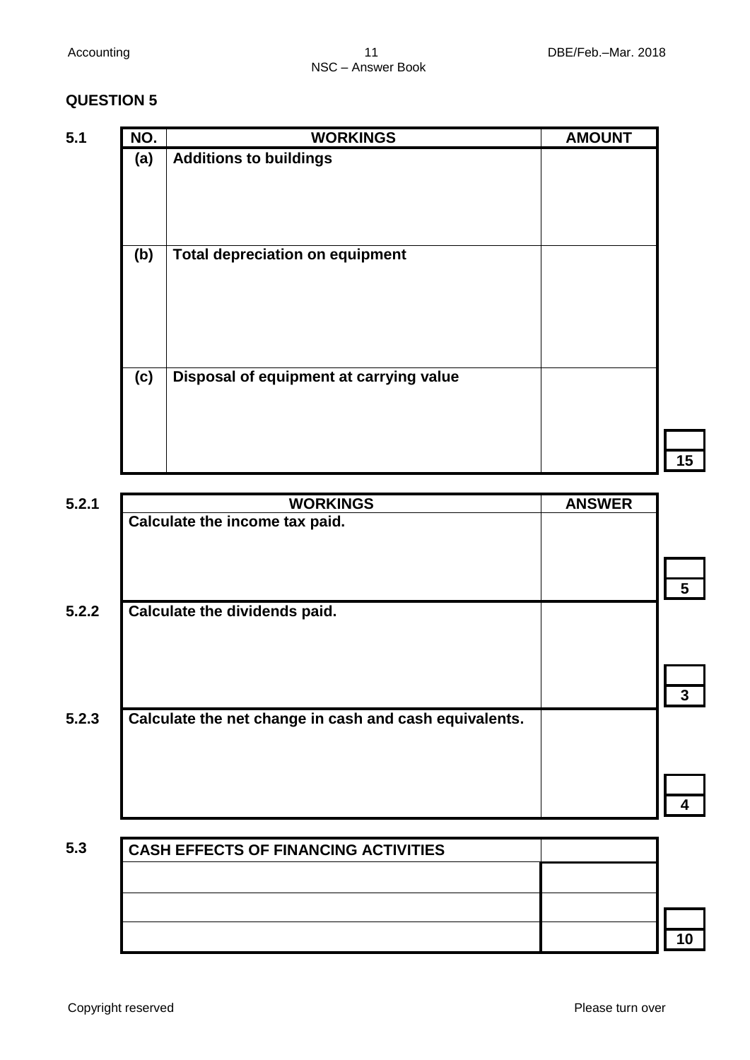## QUESTION 5

**5.1**

| NO. | WORKINGS | AMOUNT |
|---|---|---|
| **(a)** | **Additions to buildings** | |
| **(b)** | **Total depreciation on equipment** | |
| **(c)** | **Disposal of equipment at carrying value** | |

**15**

**5.2.1**

| WORKINGS | ANSWER |
|---|---|
| **Calculate the income tax paid.** | |

**5**

**5.2.2**

| WORKINGS | ANSWER |
|---|---|
| **Calculate the dividends paid.** | |

**3**

**5.2.3**

| WORKINGS | ANSWER |
|---|---|
| **Calculate the net change in cash and cash equivalents.** | |

**4**

**5.3**

| CASH EFFECTS OF FINANCING ACTIVITIES | |
|---|---|
| | |
| | |
| | |

**10**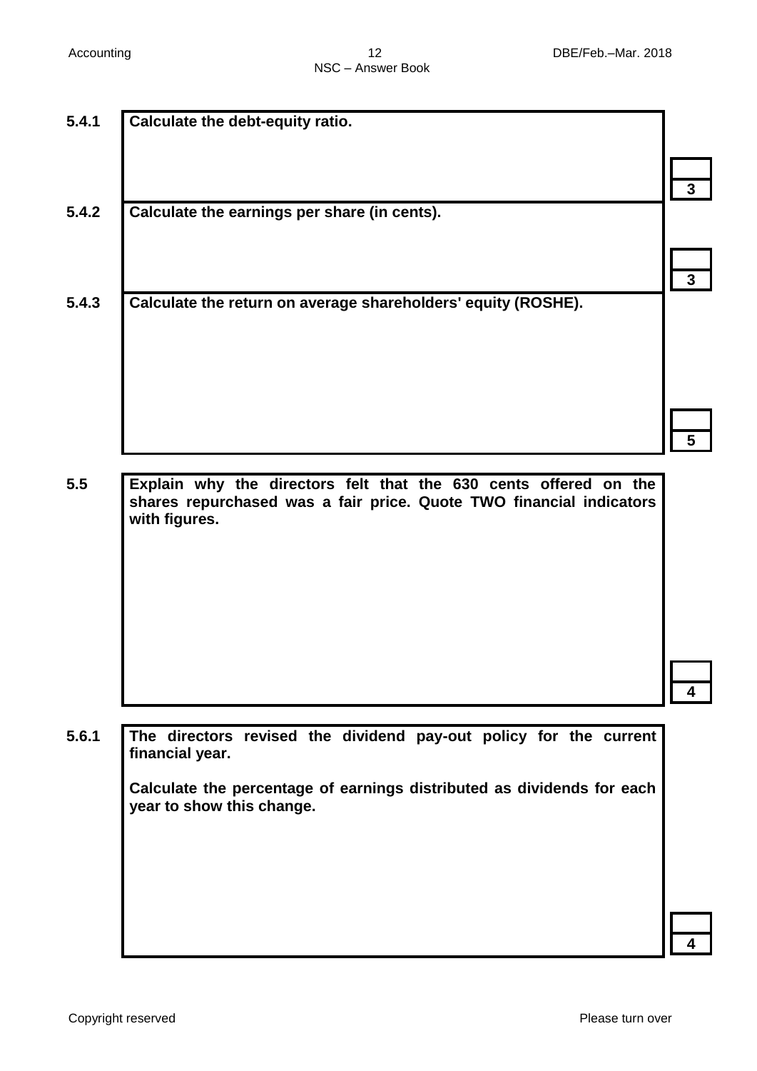**5.4.1** **Calculate the debt-equity ratio.**

**3**

**5.4.2** **Calculate the earnings per share (in cents).**

**3**

**5.4.3** **Calculate the return on average shareholders' equity (ROSHE).**

**5**

**5.5** **Explain why the directors felt that the 630 cents offered on the shares repurchased was a fair price. Quote TWO financial indicators with figures.**

**4**

**5.6.1** **The directors revised the dividend pay-out policy for the current financial year.**

**Calculate the percentage of earnings distributed as dividends for each year to show this change.**

**4**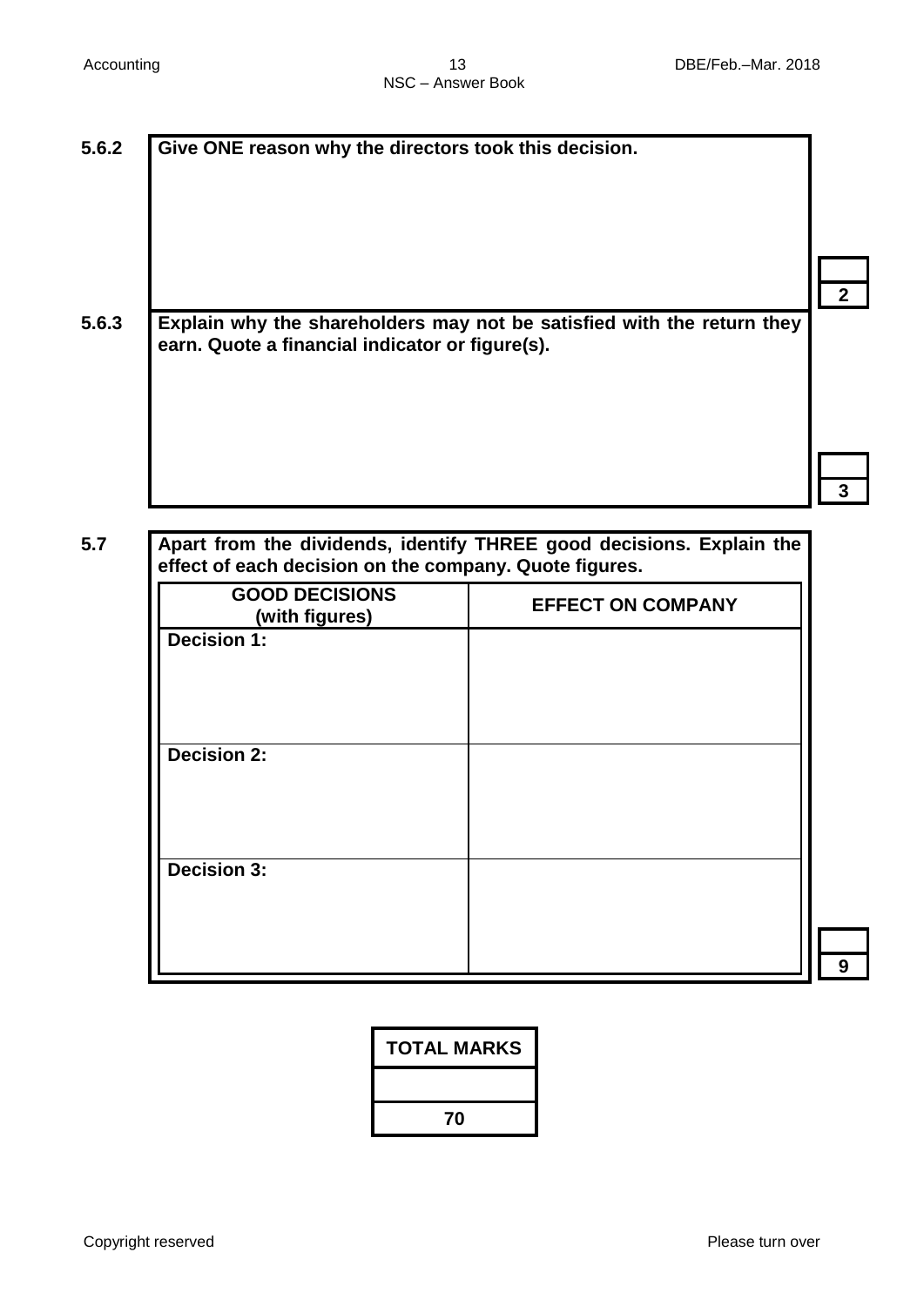**5.6.2** **Give ONE reason why the directors took this decision.**

| |
|---|
| **2** |

**5.6.3** **Explain why the shareholders may not be satisfied with the return they earn. Quote a financial indicator or figure(s).**

| |
|---|
| **3** |

**5.7** **Apart from the dividends, identify THREE good decisions. Explain the effect of each decision on the company. Quote figures.**

| GOOD DECISIONS (with figures) | EFFECT ON COMPANY |
|---|---|
| **Decision 1:** | |
| **Decision 2:** | |
| **Decision 3:** | |

| |
|---|
| **9** |

| TOTAL MARKS |
|---|
| |
| **70** |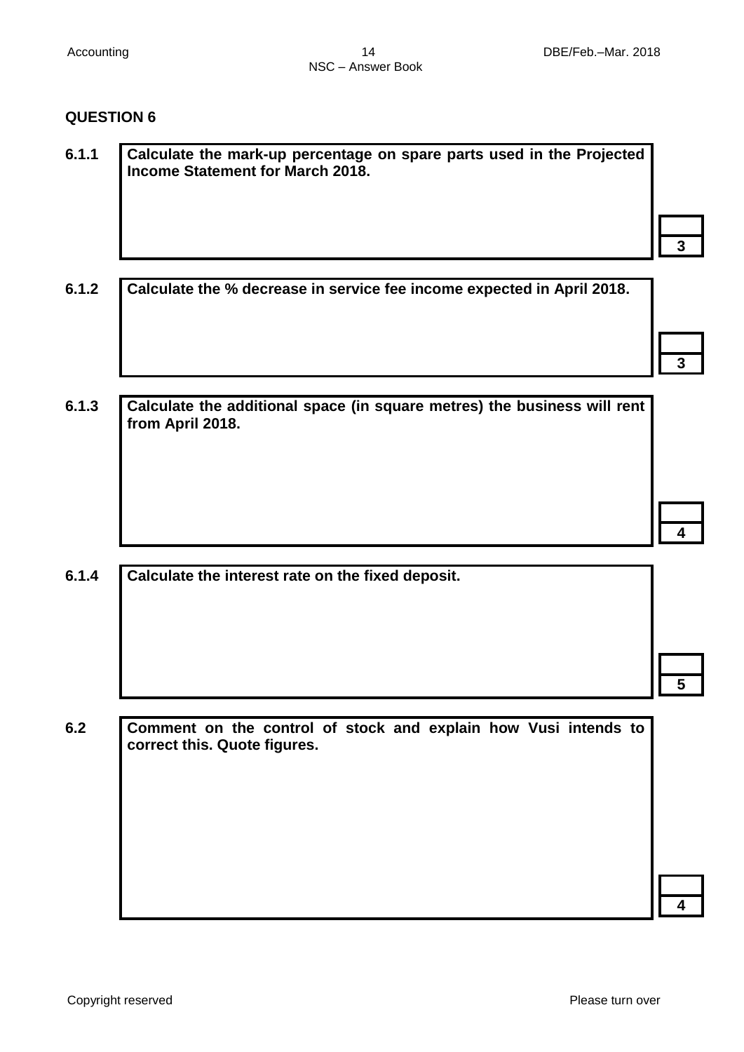## QUESTION 6

| | | |
|---|---|---|
| **6.1.1** | **Calculate the mark-up percentage on spare parts used in the Projected Income Statement for March 2018.** | **3** |
| **6.1.2** | **Calculate the % decrease in service fee income expected in April 2018.** | **3** |
| **6.1.3** | **Calculate the additional space (in square metres) the business will rent from April 2018.** | **4** |
| **6.1.4** | **Calculate the interest rate on the fixed deposit.** | **5** |
| **6.2** | **Comment on the control of stock and explain how Vusi intends to correct this. Quote figures.** | **4** |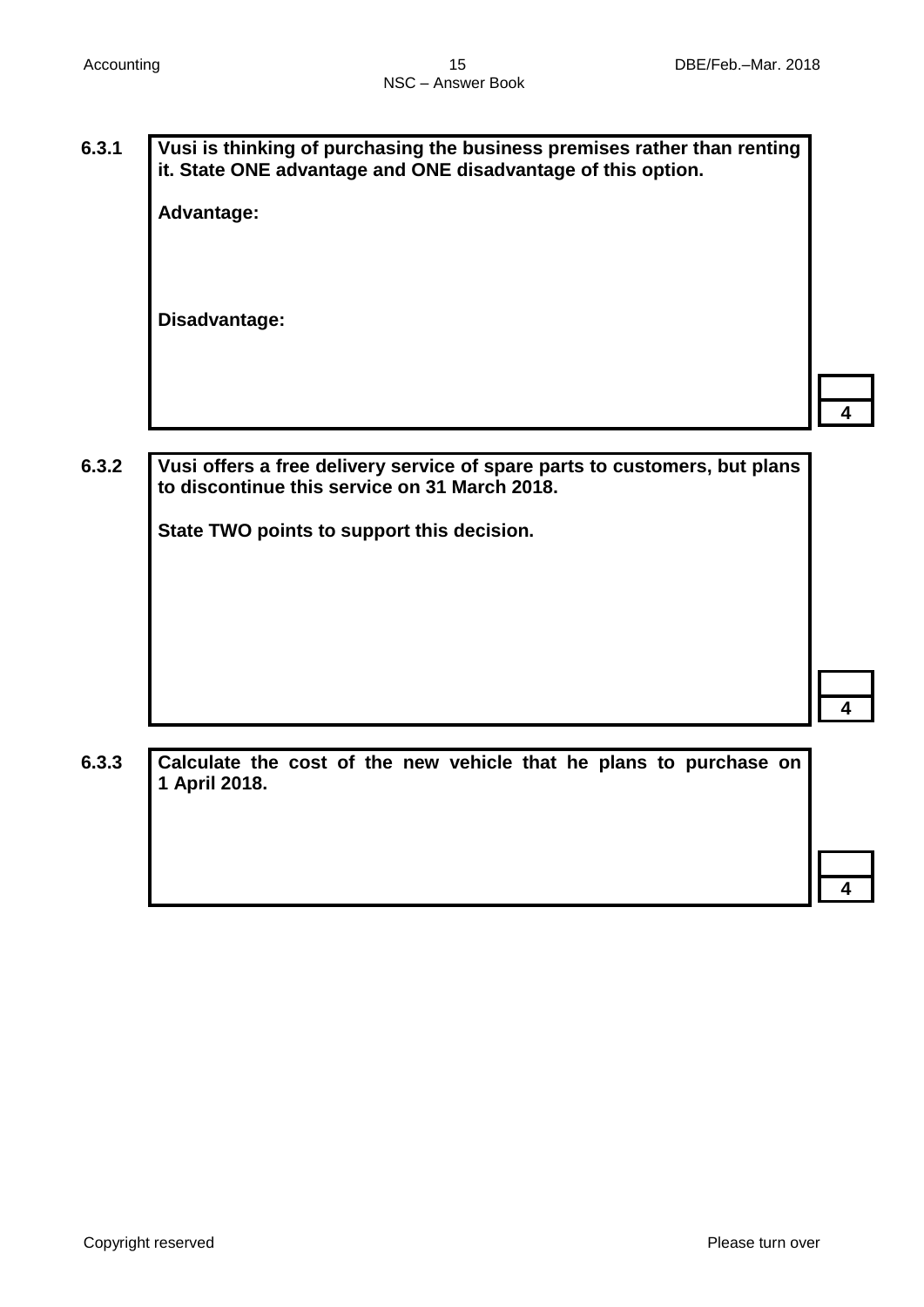**6.3.1** **Vusi is thinking of purchasing the business premises rather than renting it. State ONE advantage and ONE disadvantage of this option.**

**Advantage:**

**Disadvantage:**

| |
|---|
| 4 |

**6.3.2** **Vusi offers a free delivery service of spare parts to customers, but plans to discontinue this service on 31 March 2018.**

**State TWO points to support this decision.**

| |
|---|
| 4 |

**6.3.3** **Calculate the cost of the new vehicle that he plans to purchase on 1 April 2018.**

| |
|---|
| 4 |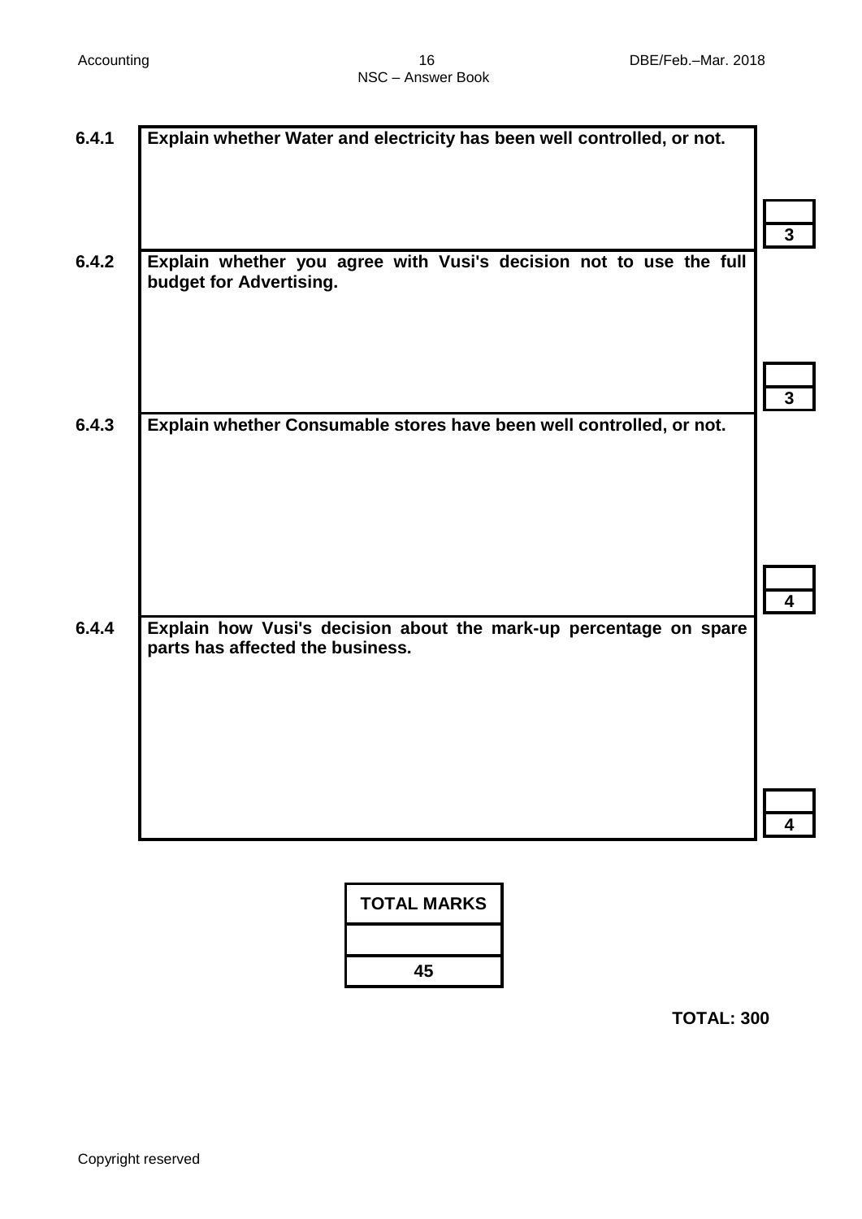| | | |
|---|---|---|
| 6.4.1 | **Explain whether Water and electricity has been well controlled, or not.** | **3** |
| 6.4.2 | **Explain whether you agree with Vusi's decision not to use the full budget for Advertising.** | **3** |
| 6.4.3 | **Explain whether Consumable stores have been well controlled, or not.** | **4** |
| 6.4.4 | **Explain how Vusi's decision about the mark-up percentage on spare parts has affected the business.** | **4** |

| **TOTAL MARKS** |
|---|
| |
| **45** |

**TOTAL: 300**